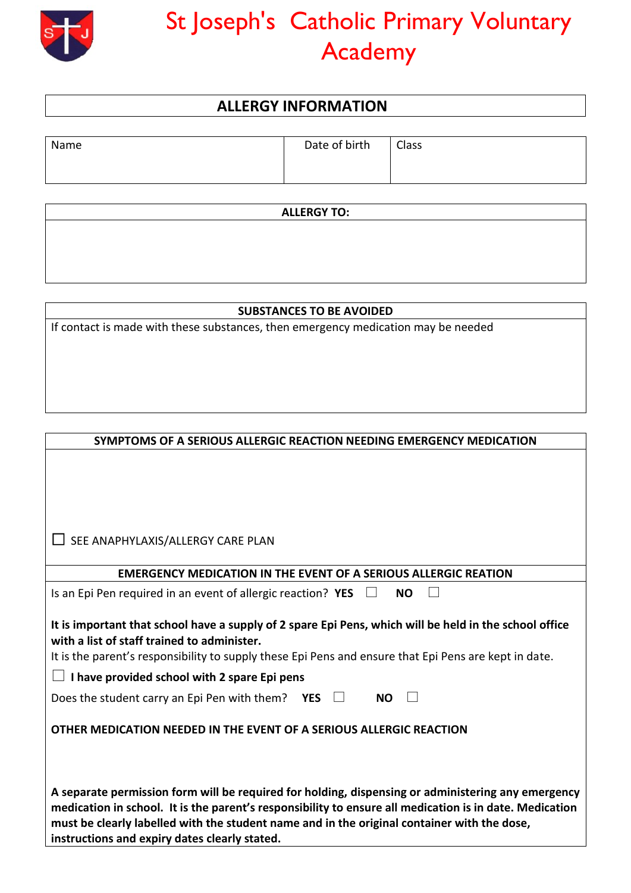# St Joseph's Catholic Primary Voluntary Academy

## ALLERGY INFORMATION

| Name | Date of birth | Class |
|---|---|---|
| | | |

**ALLERGY TO:**

**SUBSTANCES TO BE AVOIDED**

If contact is made with these substances, then emergency medication may be needed

**SYMPTOMS OF A SERIOUS ALLERGIC REACTION NEEDING EMERGENCY MEDICATION**

☐ SEE ANAPHYLAXIS/ALLERGY CARE PLAN

**EMERGENCY MEDICATION IN THE EVENT OF A SERIOUS ALLERGIC REATION**

Is an Epi Pen required in an event of allergic reaction? **YES** ☐ **NO** ☐

**It is important that school have a supply of 2 spare Epi Pens, which will be held in the school office with a list of staff trained to administer.**

It is the parent's responsibility to supply these Epi Pens and ensure that Epi Pens are kept in date.

☐ **I have provided school with 2 spare Epi pens**

Does the student carry an Epi Pen with them? **YES** ☐ **NO** ☐

**OTHER MEDICATION NEEDED IN THE EVENT OF A SERIOUS ALLERGIC REACTION**

**A separate permission form will be required for holding, dispensing or administering any emergency medication in school. It is the parent's responsibility to ensure all medication is in date. Medication must be clearly labelled with the student name and in the original container with the dose, instructions and expiry dates clearly stated.**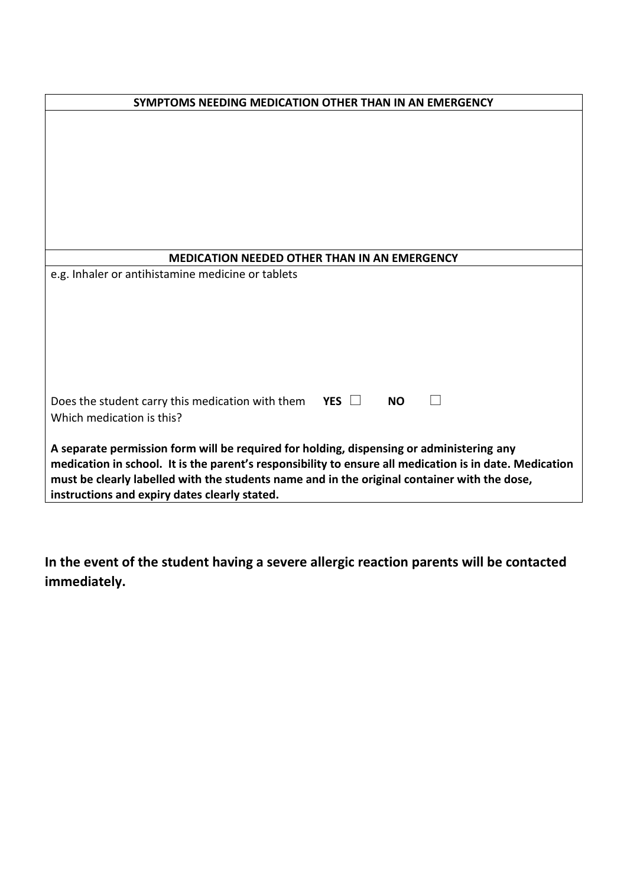| SYMPTOMS NEEDING MEDICATION OTHER THAN IN AN EMERGENCY |
| --- |
| |
| **MEDICATION NEEDED OTHER THAN IN AN EMERGENCY** |
| e.g. Inhaler or antihistamine medicine or tablets<br><br>Does the student carry this medication with them **YES** ☐ **NO** ☐<br>Which medication is this?<br><br>**A separate permission form will be required for holding, dispensing or administering any medication in school. It is the parent's responsibility to ensure all medication is in date. Medication must be clearly labelled with the students name and in the original container with the dose, instructions and expiry dates clearly stated.** |

**In the event of the student having a severe allergic reaction parents will be contacted immediately.**